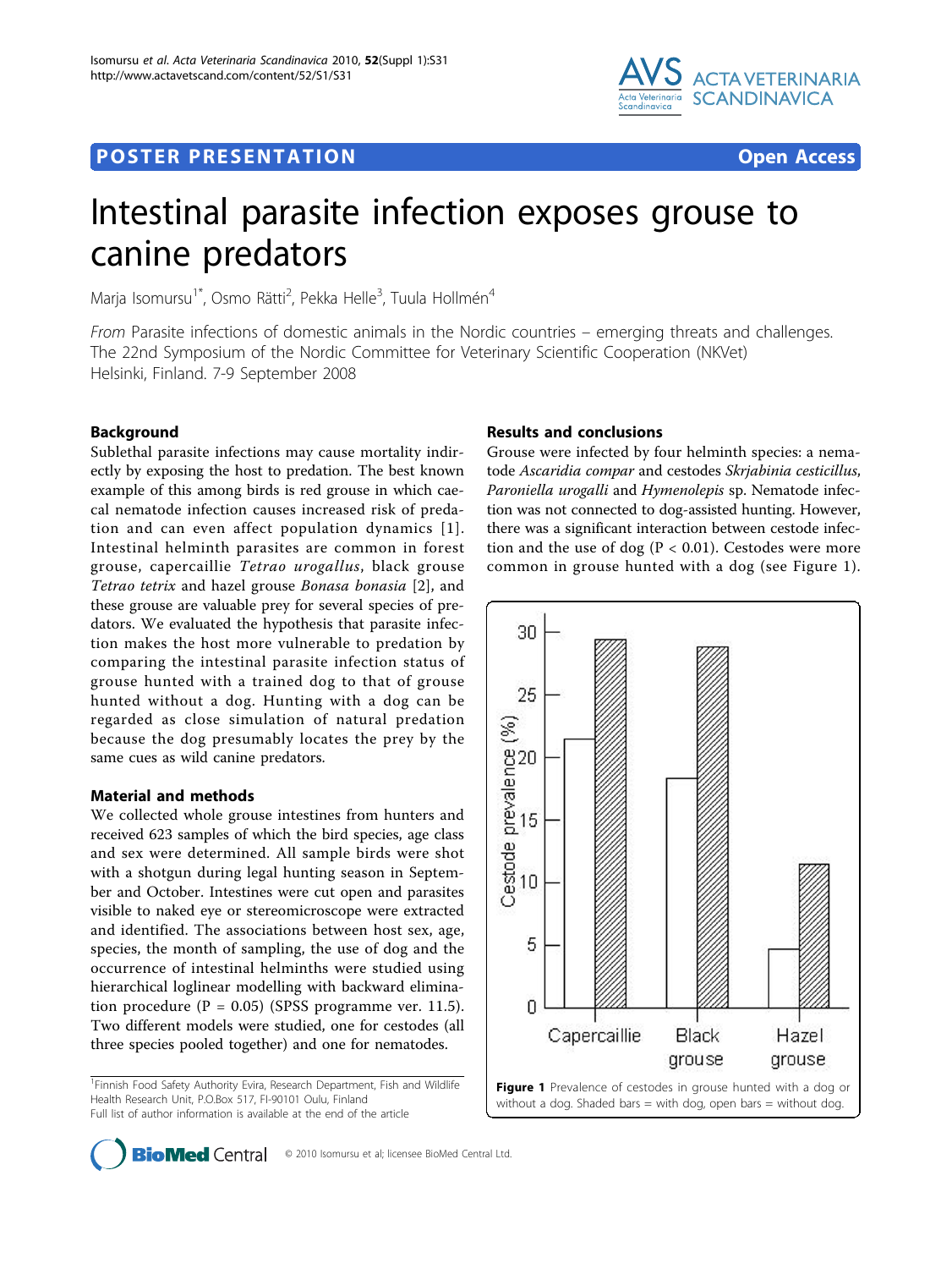POSTER PRESENTATION Open Access

# Intestinal parasite infection exposes grouse to canine predators

Marja Isomursu[1*], Osmo Rätti[2], Pekka Helle[3], Tuula Hollmén[4]

*From* Parasite infections of domestic animals in the Nordic countries – emerging threats and challenges. The 22nd Symposium of the Nordic Committee for Veterinary Scientific Cooperation (NKVet) Helsinki, Finland. 7-9 September 2008

## Background

Sublethal parasite infections may cause mortality indirectly by exposing the host to predation. The best known example of this among birds is red grouse in which caecal nematode infection causes increased risk of predation and can even affect population dynamics [1]. Intestinal helminth parasites are common in forest grouse, capercaillie *Tetrao urogallus*, black grouse *Tetrao tetrix* and hazel grouse *Bonasa bonasia* [2], and these grouse are valuable prey for several species of predators. We evaluated the hypothesis that parasite infection makes the host more vulnerable to predation by comparing the intestinal parasite infection status of grouse hunted with a trained dog to that of grouse hunted without a dog. Hunting with a dog can be regarded as close simulation of natural predation because the dog presumably locates the prey by the same cues as wild canine predators.

## Material and methods

We collected whole grouse intestines from hunters and received 623 samples of which the bird species, age class and sex were determined. All sample birds were shot with a shotgun during legal hunting season in September and October. Intestines were cut open and parasites visible to naked eye or stereomicroscope were extracted and identified. The associations between host sex, age, species, the month of sampling, the use of dog and the occurrence of intestinal helminths were studied using hierarchical loglinear modelling with backward elimination procedure ($P = 0.05$) (SPSS programme ver. 11.5). Two different models were studied, one for cestodes (all three species pooled together) and one for nematodes.

[1]Finnish Food Safety Authority Evira, Research Department, Fish and Wildlife Health Research Unit, P.O.Box 517, FI-90101 Oulu, Finland
Full list of author information is available at the end of the article

## Results and conclusions

Grouse were infected by four helminth species: a nematode *Ascaridia compar* and cestodes *Skrjabinia cesticillus*, *Paroniella urogalli* and *Hymenolepis* sp. Nematode infection was not connected to dog-assisted hunting. However, there was a significant interaction between cestode infection and the use of dog ($P < 0.01$). Cestodes were more common in grouse hunted with a dog (see Figure 1).

**Figure 1** Prevalence of cestodes in grouse hunted with a dog or without a dog. Shaded bars = with dog, open bars = without dog.

© 2010 Isomursu et al; licensee BioMed Central Ltd.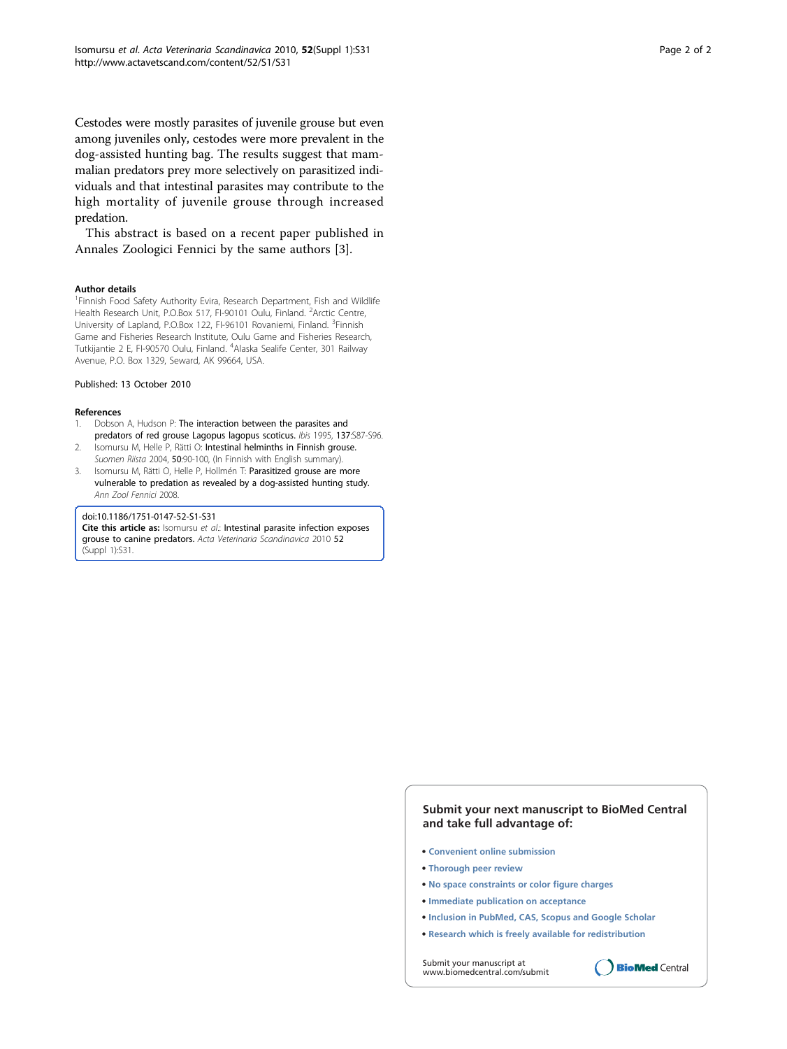Cestodes were mostly parasites of juvenile grouse but even among juveniles only, cestodes were more prevalent in the dog-assisted hunting bag. The results suggest that mammalian predators prey more selectively on parasitized individuals and that intestinal parasites may contribute to the high mortality of juvenile grouse through increased predation.

This abstract is based on a recent paper published in Annales Zoologici Fennici by the same authors [3].

#### Author details

[1]Finnish Food Safety Authority Evira, Research Department, Fish and Wildlife Health Research Unit, P.O.Box 517, FI-90101 Oulu, Finland. [2]Arctic Centre, University of Lapland, P.O.Box 122, FI-96101 Rovaniemi, Finland. [3]Finnish Game and Fisheries Research Institute, Oulu Game and Fisheries Research, Tutkijantie 2 E, FI-90570 Oulu, Finland. [4]Alaska Sealife Center, 301 Railway Avenue, P.O. Box 1329, Seward, AK 99664, USA.

Published: 13 October 2010

#### References

1. Dobson A, Hudson P: **The interaction between the parasites and predators of red grouse Lagopus lagopus scoticus.** *Ibis* 1995, **137**:S87-S96.
2. Isomursu M, Helle P, Rätti O: **Intestinal helminths in Finnish grouse.** *Suomen Riista* 2004, **50**:90-100, (In Finnish with English summary).
3. Isomursu M, Rätti O, Helle P, Hollmén T: **Parasitized grouse are more vulnerable to predation as revealed by a dog-assisted hunting study.** *Ann Zool Fennici* 2008.

doi:10.1186/1751-0147-52-S1-S31
**Cite this article as:** Isomursu *et al.*: Intestinal parasite infection exposes grouse to canine predators. *Acta Veterinaria Scandinavica* 2010 **52** (Suppl 1):S31.

**Submit your next manuscript to BioMed Central and take full advantage of:**

- Convenient online submission
- Thorough peer review
- No space constraints or color figure charges
- Immediate publication on acceptance
- Inclusion in PubMed, CAS, Scopus and Google Scholar
- Research which is freely available for redistribution

Submit your manuscript at www.biomedcentral.com/submit

BioMed Central